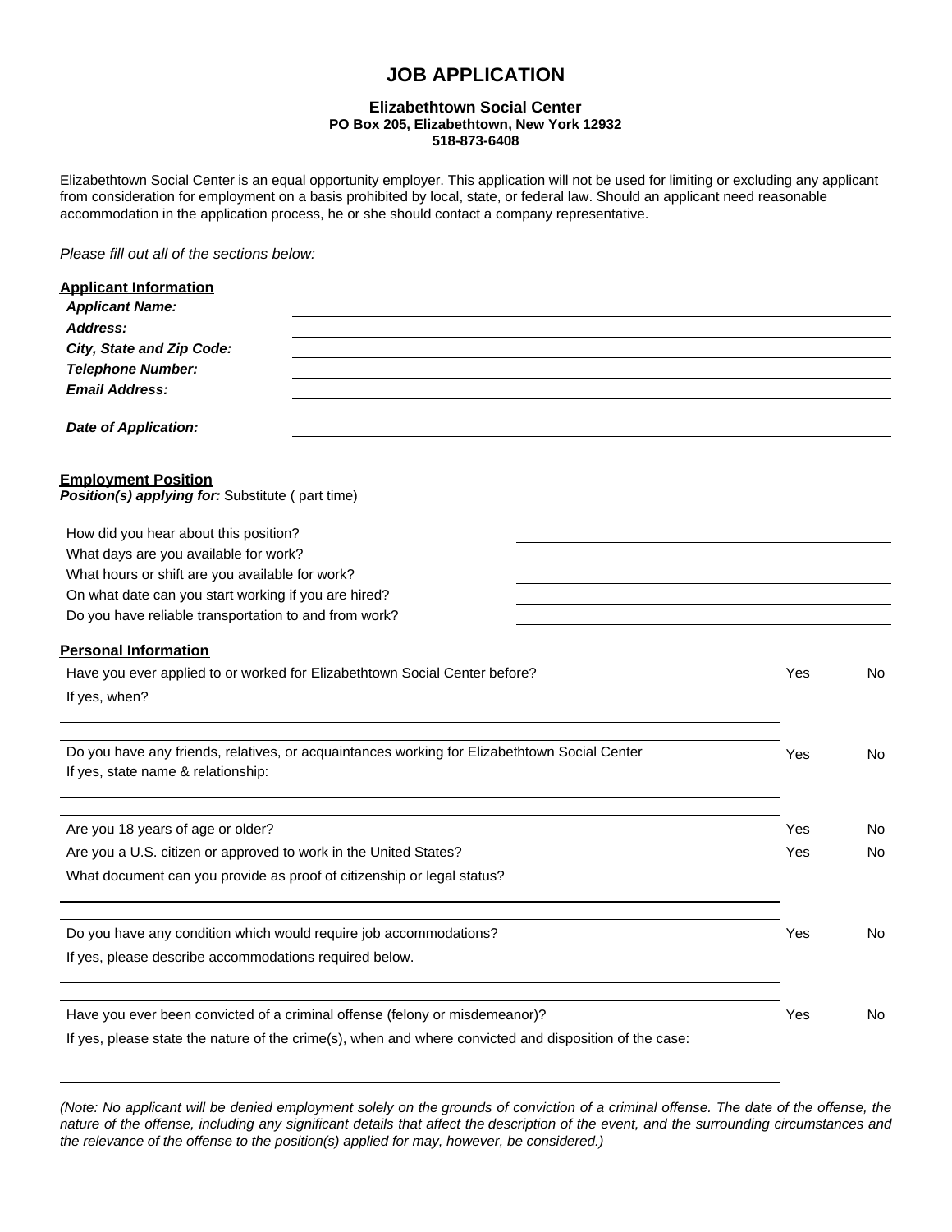# JOB APPLICATION

**Elizabethtown Social Center**
**PO Box 205, Elizabethtown, New York 12932**
**518-873-6408**

Elizabethtown Social Center is an equal opportunity employer. This application will not be used for limiting or excluding any applicant from consideration for employment on a basis prohibited by local, state, or federal law. Should an applicant need reasonable accommodation in the application process, he or she should contact a company representative.

*Please fill out all of the sections below:*

## Applicant Information

***Applicant Name:*** \_\_\_\_\_\_\_\_\_\_\_\_\_\_\_\_\_\_\_\_\_\_\_\_\_\_\_\_\_\_\_\_\_\_\_\_\_\_\_\_

***Address:*** \_\_\_\_\_\_\_\_\_\_\_\_\_\_\_\_\_\_\_\_\_\_\_\_\_\_\_\_\_\_\_\_\_\_\_\_\_\_\_\_

***City, State and Zip Code:*** \_\_\_\_\_\_\_\_\_\_\_\_\_\_\_\_\_\_\_\_\_\_\_\_\_\_\_\_\_\_\_\_\_\_\_\_\_\_\_\_

***Telephone Number:*** \_\_\_\_\_\_\_\_\_\_\_\_\_\_\_\_\_\_\_\_\_\_\_\_\_\_\_\_\_\_\_\_\_\_\_\_\_\_\_\_

***Email Address:*** \_\_\_\_\_\_\_\_\_\_\_\_\_\_\_\_\_\_\_\_\_\_\_\_\_\_\_\_\_\_\_\_\_\_\_\_\_\_\_\_

***Date of Application:*** \_\_\_\_\_\_\_\_\_\_\_\_\_\_\_\_\_\_\_\_\_\_\_\_\_\_\_\_\_\_\_\_\_\_\_\_\_\_\_\_

## Employment Position

***Position(s) applying for:*** Substitute ( part time)

How did you hear about this position? \_\_\_\_\_\_\_\_\_\_\_\_\_\_\_\_\_\_\_\_\_\_\_\_\_\_

What days are you available for work? \_\_\_\_\_\_\_\_\_\_\_\_\_\_\_\_\_\_\_\_\_\_\_\_\_\_

What hours or shift are you available for work? \_\_\_\_\_\_\_\_\_\_\_\_\_\_\_\_\_\_\_\_\_\_\_\_\_\_

On what date can you start working if you are hired? \_\_\_\_\_\_\_\_\_\_\_\_\_\_\_\_\_\_\_\_\_\_\_\_\_\_

Do you have reliable transportation to and from work? \_\_\_\_\_\_\_\_\_\_\_\_\_\_\_\_\_\_\_\_\_\_\_\_\_\_

## Personal Information

Have you ever applied to or worked for Elizabethtown Social Center before? Yes No

If yes, when?

\_\_\_\_\_\_\_\_\_\_\_\_\_\_\_\_\_\_\_\_\_\_\_\_\_\_\_\_\_\_\_\_\_\_\_\_\_\_\_\_\_\_\_\_\_\_\_\_\_\_\_\_

Do you have any friends, relatives, or acquaintances working for Elizabethtown Social Center Yes No

If yes, state name & relationship:

\_\_\_\_\_\_\_\_\_\_\_\_\_\_\_\_\_\_\_\_\_\_\_\_\_\_\_\_\_\_\_\_\_\_\_\_\_\_\_\_\_\_\_\_\_\_\_\_\_\_\_\_

Are you 18 years of age or older? Yes No

Are you a U.S. citizen or approved to work in the United States? Yes No

What document can you provide as proof of citizenship or legal status?

\_\_\_\_\_\_\_\_\_\_\_\_\_\_\_\_\_\_\_\_\_\_\_\_\_\_\_\_\_\_\_\_\_\_\_\_\_\_\_\_\_\_\_\_\_\_\_\_\_\_\_\_

Do you have any condition which would require job accommodations? Yes No

If yes, please describe accommodations required below.

\_\_\_\_\_\_\_\_\_\_\_\_\_\_\_\_\_\_\_\_\_\_\_\_\_\_\_\_\_\_\_\_\_\_\_\_\_\_\_\_\_\_\_\_\_\_\_\_\_\_\_\_

Have you ever been convicted of a criminal offense (felony or misdemeanor)? Yes No

If yes, please state the nature of the crime(s), when and where convicted and disposition of the case:

\_\_\_\_\_\_\_\_\_\_\_\_\_\_\_\_\_\_\_\_\_\_\_\_\_\_\_\_\_\_\_\_\_\_\_\_\_\_\_\_\_\_\_\_\_\_\_\_\_\_\_\_

*(Note: No applicant will be denied employment solely on the grounds of conviction of a criminal offense. The date of the offense, the nature of the offense, including any significant details that affect the description of the event, and the surrounding circumstances and the relevance of the offense to the position(s) applied for may, however, be considered.)*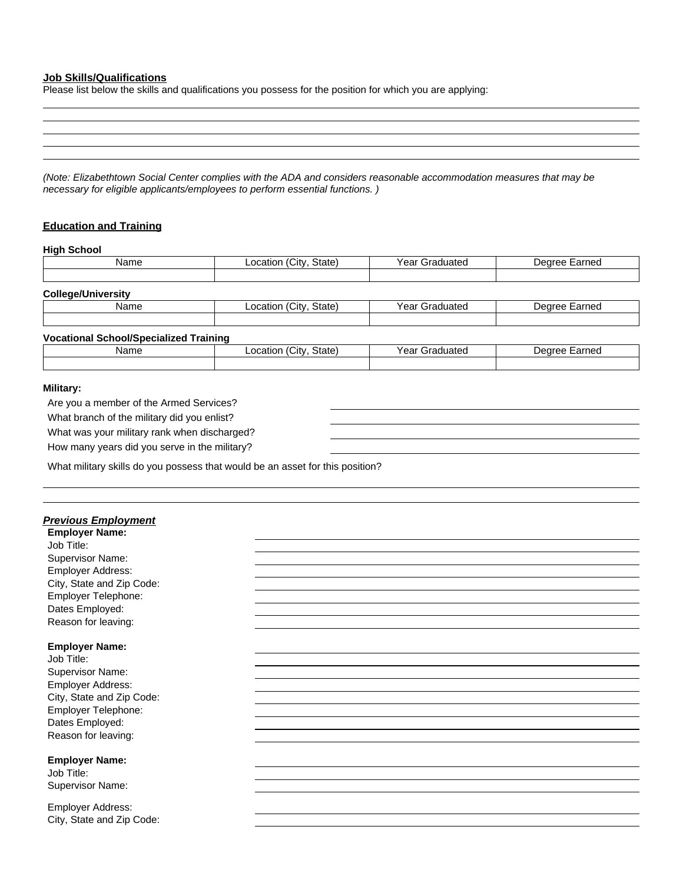**Job Skills/Qualifications**

Please list below the skills and qualifications you possess for the position for which you are applying:

_______________________________________________________________________________

_______________________________________________________________________________

_______________________________________________________________________________

_______________________________________________________________________________

_______________________________________________________________________________

*(Note: Elizabethtown Social Center complies with the ADA and considers reasonable accommodation measures that may be necessary for eligible applicants/employees to perform essential functions. )*

**Education and Training**

**High School**

| Name | Location (City, State) | Year Graduated | Degree Earned |
|---|---|---|---|
| | | | |

**College/University**

| Name | Location (City, State) | Year Graduated | Degree Earned |
|---|---|---|---|
| | | | |

**Vocational School/Specialized Training**

| Name | Location (City, State) | Year Graduated | Degree Earned |
|---|---|---|---|
| | | | |

**Military:**

Are you a member of the Armed Services? ____________________

What branch of the military did you enlist? ____________________

What was your military rank when discharged? ____________________

How many years did you serve in the military? ____________________

What military skills do you possess that would be an asset for this position?

_______________________________________________________________________________

_______________________________________________________________________________

***Previous Employment***

**Employer Name:** ____________________

Job Title: ____________________

Supervisor Name: ____________________

Employer Address: ____________________

City, State and Zip Code: ____________________

Employer Telephone: ____________________

Dates Employed: ____________________

Reason for leaving: ____________________

**Employer Name:** ____________________

Job Title: ____________________

Supervisor Name: ____________________

Employer Address: ____________________

City, State and Zip Code: ____________________

Employer Telephone: ____________________

Dates Employed: ____________________

Reason for leaving: ____________________

**Employer Name:** ____________________

Job Title: ____________________

Supervisor Name: ____________________

Employer Address: ____________________

City, State and Zip Code: ____________________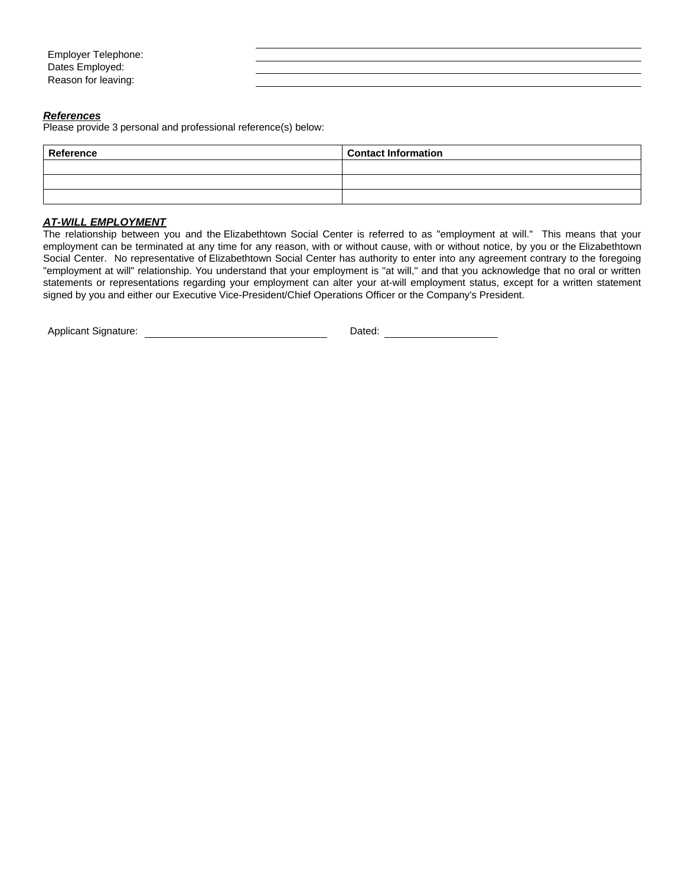Employer Telephone: ______________________________

Dates Employed: ______________________________

Reason for leaving: ______________________________

***References***

Please provide 3 personal and professional reference(s) below:

| Reference | Contact Information |
|---|---|
| | |
| | |
| | |

***AT-WILL EMPLOYMENT***

The relationship between you and the Elizabethtown Social Center is referred to as "employment at will." This means that your employment can be terminated at any time for any reason, with or without cause, with or without notice, by you or the Elizabethtown Social Center. No representative of Elizabethtown Social Center has authority to enter into any agreement contrary to the foregoing "employment at will" relationship. You understand that your employment is "at will," and that you acknowledge that no oral or written statements or representations regarding your employment can alter your at-will employment status, except for a written statement signed by you and either our Executive Vice-President/Chief Operations Officer or the Company's President.

Applicant Signature: ______________________________ Dated: ____________________